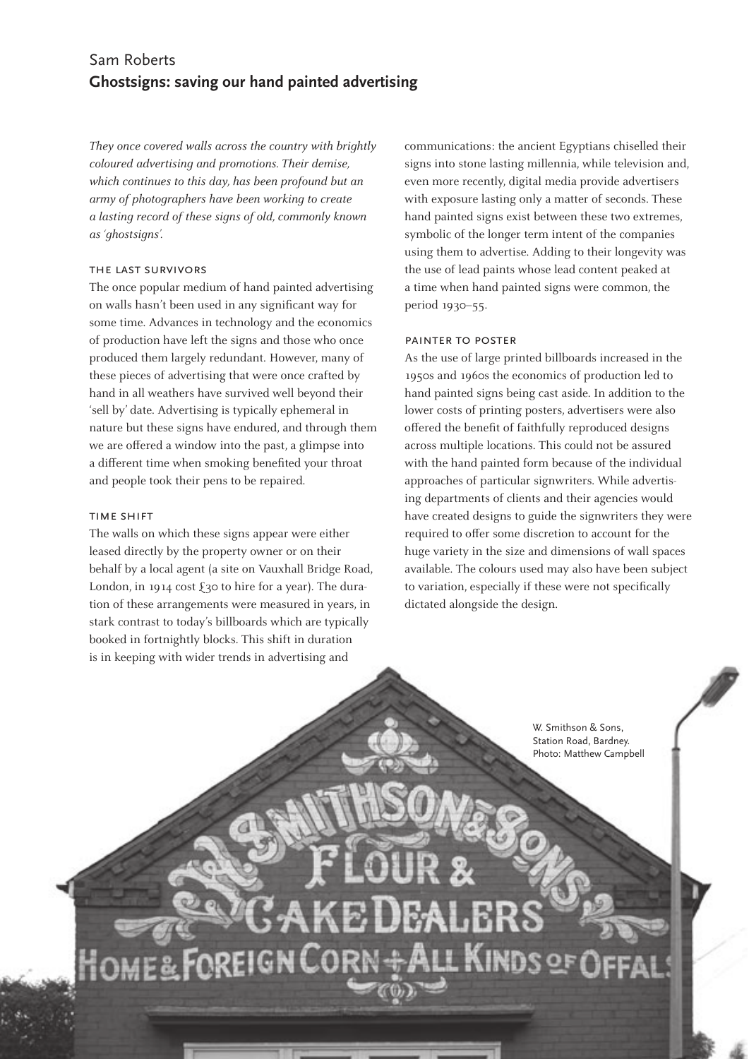Sam Roberts

# Ghostsigns: saving our hand painted advertising

*They once covered walls across the country with brightly coloured advertising and promotions. Their demise, which continues to this day, has been profound but an army of photographers have been working to create a lasting record of these signs of old, commonly known as 'ghostsigns'.*

## THE LAST SURVIVORS

The once popular medium of hand painted advertising on walls hasn't been used in any significant way for some time. Advances in technology and the economics of production have left the signs and those who once produced them largely redundant. However, many of these pieces of advertising that were once crafted by hand in all weathers have survived well beyond their 'sell by' date. Advertising is typically ephemeral in nature but these signs have endured, and through them we are offered a window into the past, a glimpse into a different time when smoking benefited your throat and people took their pens to be repaired.

## TIME SHIFT

The walls on which these signs appear were either leased directly by the property owner or on their behalf by a local agent (a site on Vauxhall Bridge Road, London, in 1914 cost £30 to hire for a year). The duration of these arrangements were measured in years, in stark contrast to today's billboards which are typically booked in fortnightly blocks. This shift in duration is in keeping with wider trends in advertising and communications: the ancient Egyptians chiselled their signs into stone lasting millennia, while television and, even more recently, digital media provide advertisers with exposure lasting only a matter of seconds. These hand painted signs exist between these two extremes, symbolic of the longer term intent of the companies using them to advertise. Adding to their longevity was the use of lead paints whose lead content peaked at a time when hand painted signs were common, the period 1930–55.

## PAINTER TO POSTER

As the use of large printed billboards increased in the 1950s and 1960s the economics of production led to hand painted signs being cast aside. In addition to the lower costs of printing posters, advertisers were also offered the benefit of faithfully reproduced designs across multiple locations. This could not be assured with the hand painted form because of the individual approaches of particular signwriters. While advertising departments of clients and their agencies would have created designs to guide the signwriters they were required to offer some discretion to account for the huge variety in the size and dimensions of wall spaces available. The colours used may also have been subject to variation, especially if these were not specifically dictated alongside the design.

W. Smithson & Sons, Station Road, Bardney. Photo: Matthew Campbell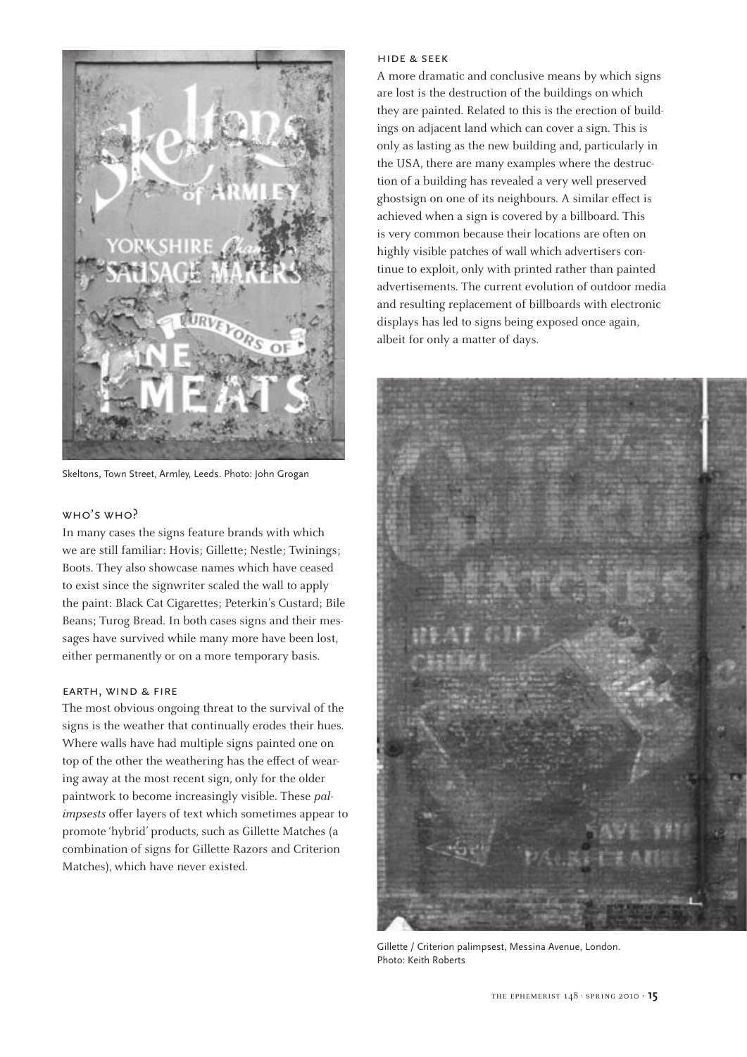Skeltons, Town Street, Armley, Leeds. Photo: John Grogan

### WHO'S WHO?

In many cases the signs feature brands with which we are still familiar: Hovis; Gillette; Nestle; Twinings; Boots. They also showcase names which have ceased to exist since the signwriter scaled the wall to apply the paint: Black Cat Cigarettes; Peterkin's Custard; Bile Beans; Turog Bread. In both cases signs and their messages have survived while many more have been lost, either permanently or on a more temporary basis.

### EARTH, WIND & FIRE

The most obvious ongoing threat to the survival of the signs is the weather that continually erodes their hues. Where walls have had multiple signs painted one on top of the other the weathering has the effect of wearing away at the most recent sign, only for the older paintwork to become increasingly visible. These *palimpsests* offer layers of text which sometimes appear to promote 'hybrid' products, such as Gillette Matches (a combination of signs for Gillette Razors and Criterion Matches), which have never existed.

### HIDE & SEEK

A more dramatic and conclusive means by which signs are lost is the destruction of the buildings on which they are painted. Related to this is the erection of buildings on adjacent land which can cover a sign. This is only as lasting as the new building and, particularly in the USA, there are many examples where the destruction of a building has revealed a very well preserved ghostsign on one of its neighbours. A similar effect is achieved when a sign is covered by a billboard. This is very common because their locations are often on highly visible patches of wall which advertisers continue to exploit, only with printed rather than painted advertisements. The current evolution of outdoor media and resulting replacement of billboards with electronic displays has led to signs being exposed once again, albeit for only a matter of days.

Gillette / Criterion palimpsest, Messina Avenue, London. Photo: Keith Roberts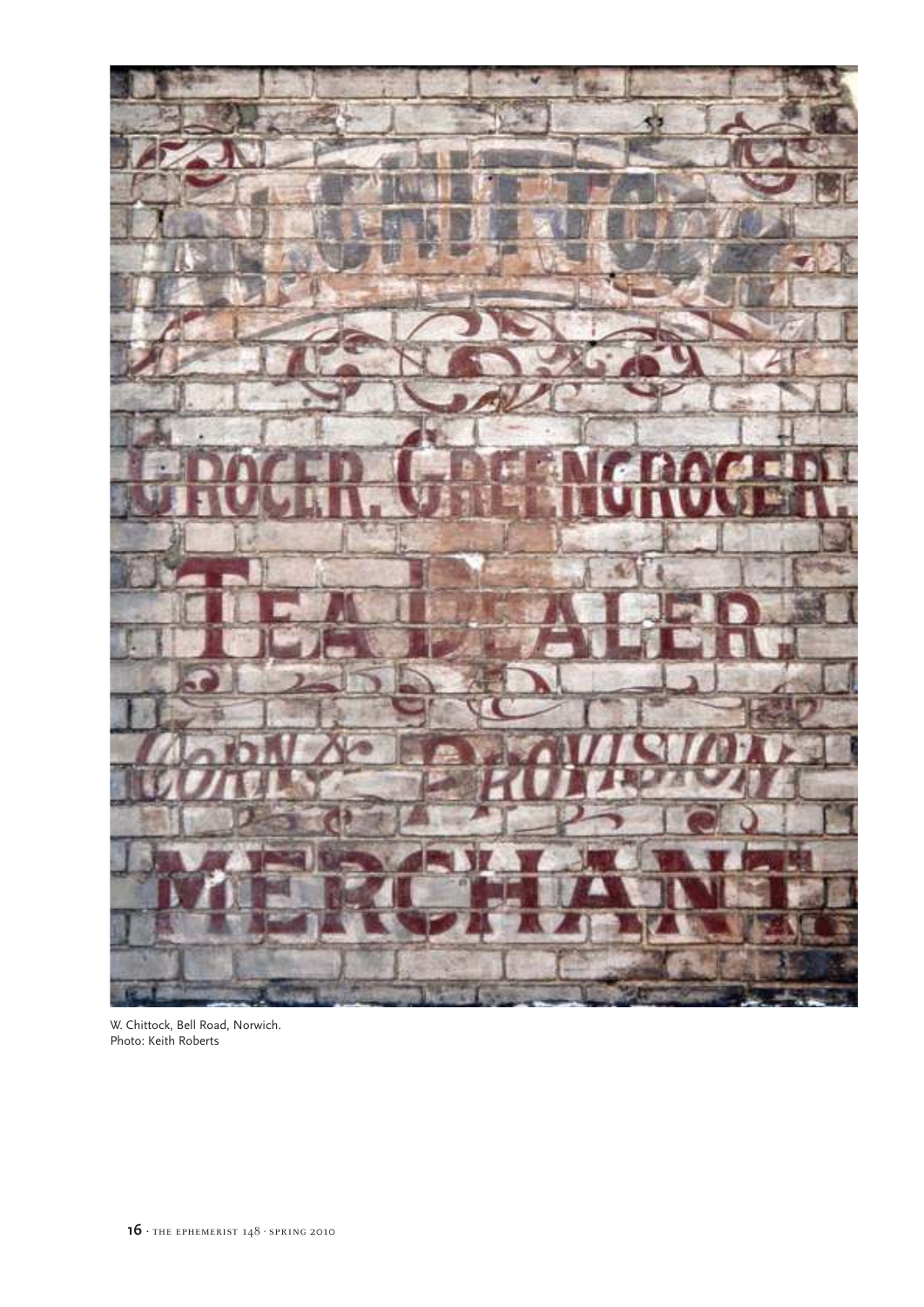W. Chittock, Bell Road, Norwich.
Photo: Keith Roberts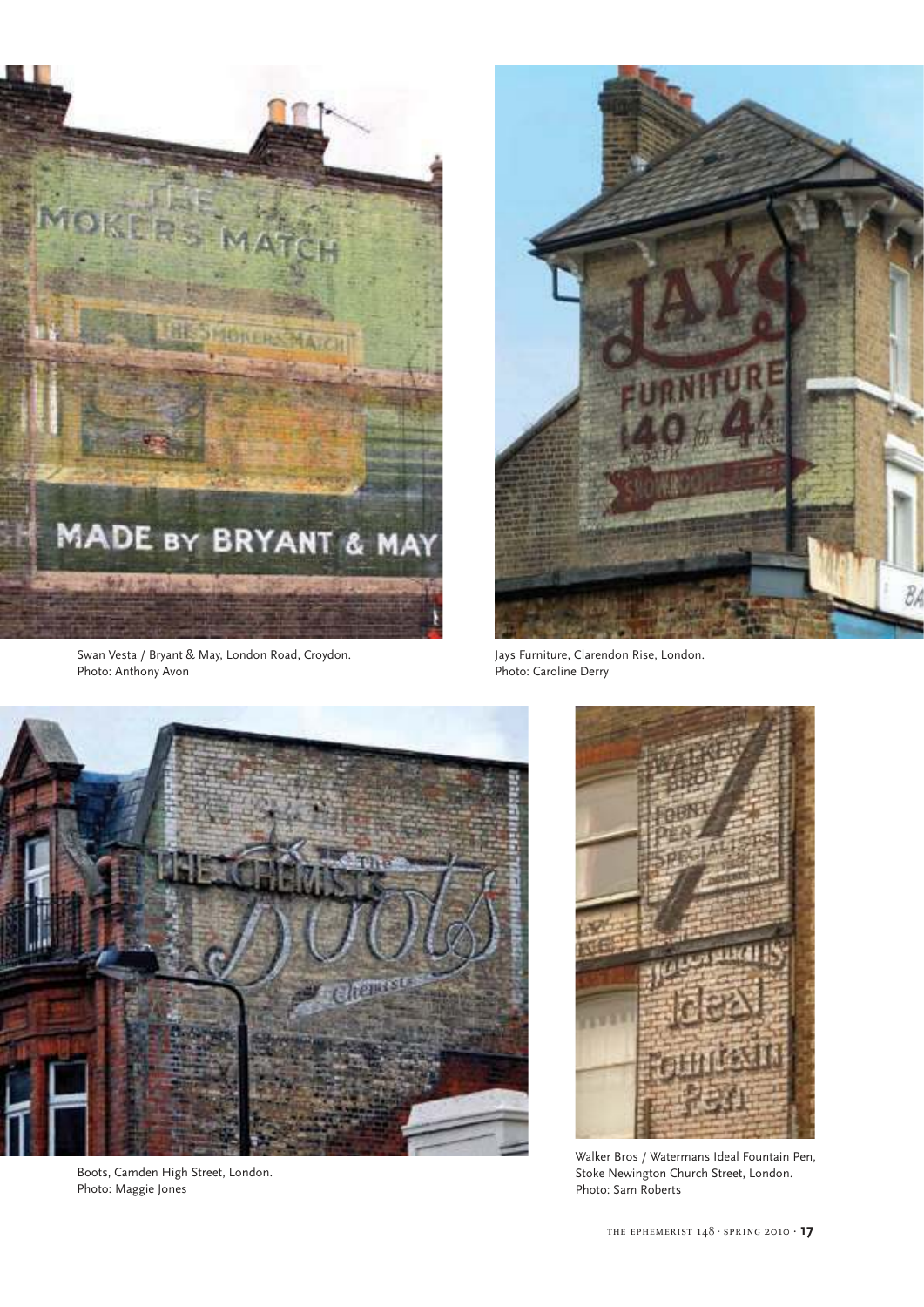Swan Vesta / Bryant & May, London Road, Croydon.
Photo: Anthony Avon

Jays Furniture, Clarendon Rise, London.
Photo: Caroline Derry

Boots, Camden High Street, London.
Photo: Maggie Jones

Walker Bros / Watermans Ideal Fountain Pen, Stoke Newington Church Street, London.
Photo: Sam Roberts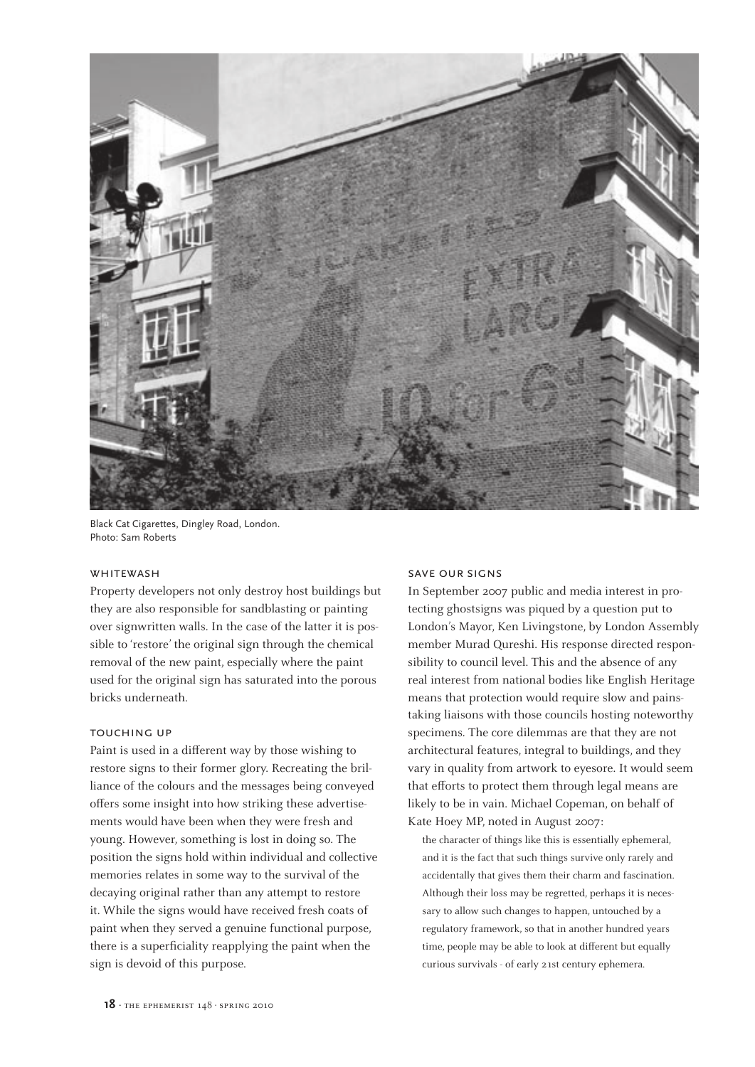Black Cat Cigarettes, Dingley Road, London.
Photo: Sam Roberts

### WHITEWASH

Property developers not only destroy host buildings but they are also responsible for sandblasting or painting over signwritten walls. In the case of the latter it is possible to 'restore' the original sign through the chemical removal of the new paint, especially where the paint used for the original sign has saturated into the porous bricks underneath.

### TOUCHING UP

Paint is used in a different way by those wishing to restore signs to their former glory. Recreating the brilliance of the colours and the messages being conveyed offers some insight into how striking these advertisements would have been when they were fresh and young. However, something is lost in doing so. The position the signs hold within individual and collective memories relates in some way to the survival of the decaying original rather than any attempt to restore it. While the signs would have received fresh coats of paint when they served a genuine functional purpose, there is a superficiality reapplying the paint when the sign is devoid of this purpose.

### SAVE OUR SIGNS

In September 2007 public and media interest in protecting ghostsigns was piqued by a question put to London's Mayor, Ken Livingstone, by London Assembly member Murad Qureshi. His response directed responsibility to council level. This and the absence of any real interest from national bodies like English Heritage means that protection would require slow and painstaking liaisons with those councils hosting noteworthy specimens. The core dilemmas are that they are not architectural features, integral to buildings, and they vary in quality from artwork to eyesore. It would seem that efforts to protect them through legal means are likely to be in vain. Michael Copeman, on behalf of Kate Hoey MP, noted in August 2007:

> the character of things like this is essentially ephemeral, and it is the fact that such things survive only rarely and accidentally that gives them their charm and fascination. Although their loss may be regretted, perhaps it is necessary to allow such changes to happen, untouched by a regulatory framework, so that in another hundred years time, people may be able to look at different but equally curious survivals - of early 21st century ephemera.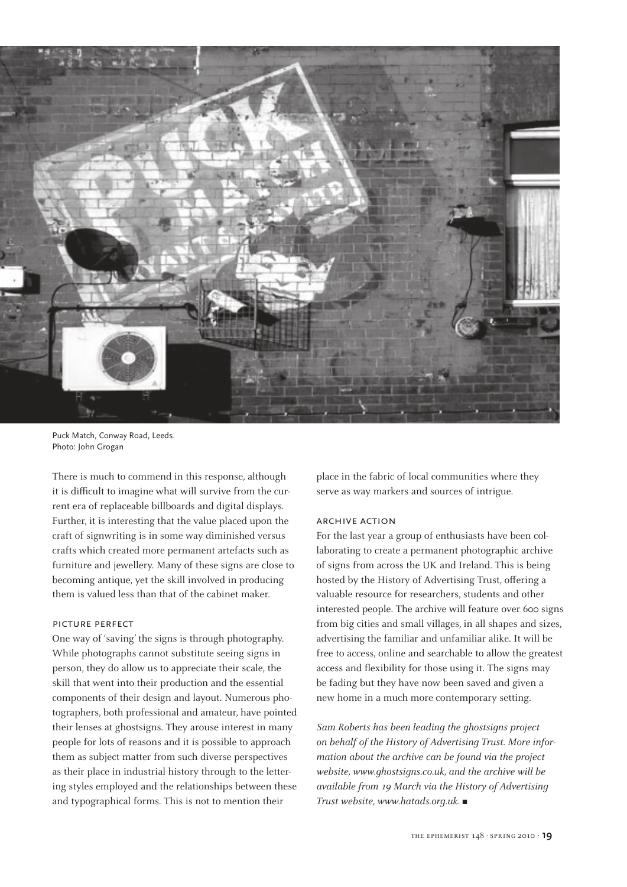Puck Match, Conway Road, Leeds.
Photo: John Grogan

There is much to commend in this response, although it is difficult to imagine what will survive from the current era of replaceable billboards and digital displays. Further, it is interesting that the value placed upon the craft of signwriting is in some way diminished versus crafts which created more permanent artefacts such as furniture and jewellery. Many of these signs are close to becoming antique, yet the skill involved in producing them is valued less than that of the cabinet maker.

## PICTURE PERFECT

One way of 'saving' the signs is through photography. While photographs cannot substitute seeing signs in person, they do allow us to appreciate their scale, the skill that went into their production and the essential components of their design and layout. Numerous photographers, both professional and amateur, have pointed their lenses at ghostsigns. They arouse interest in many people for lots of reasons and it is possible to approach them as subject matter from such diverse perspectives as their place in industrial history through to the lettering styles employed and the relationships between these and typographical forms. This is not to mention their place in the fabric of local communities where they serve as way markers and sources of intrigue.

## ARCHIVE ACTION

For the last year a group of enthusiasts have been collaborating to create a permanent photographic archive of signs from across the UK and Ireland. This is being hosted by the History of Advertising Trust, offering a valuable resource for researchers, students and other interested people. The archive will feature over 600 signs from big cities and small villages, in all shapes and sizes, advertising the familiar and unfamiliar alike. It will be free to access, online and searchable to allow the greatest access and flexibility for those using it. The signs may be fading but they have now been saved and given a new home in a much more contemporary setting.

*Sam Roberts has been leading the ghostsigns project on behalf of the History of Advertising Trust. More information about the archive can be found via the project website, www.ghostsigns.co.uk, and the archive will be available from 19 March via the History of Advertising Trust website, www.hatads.org.uk.* ■